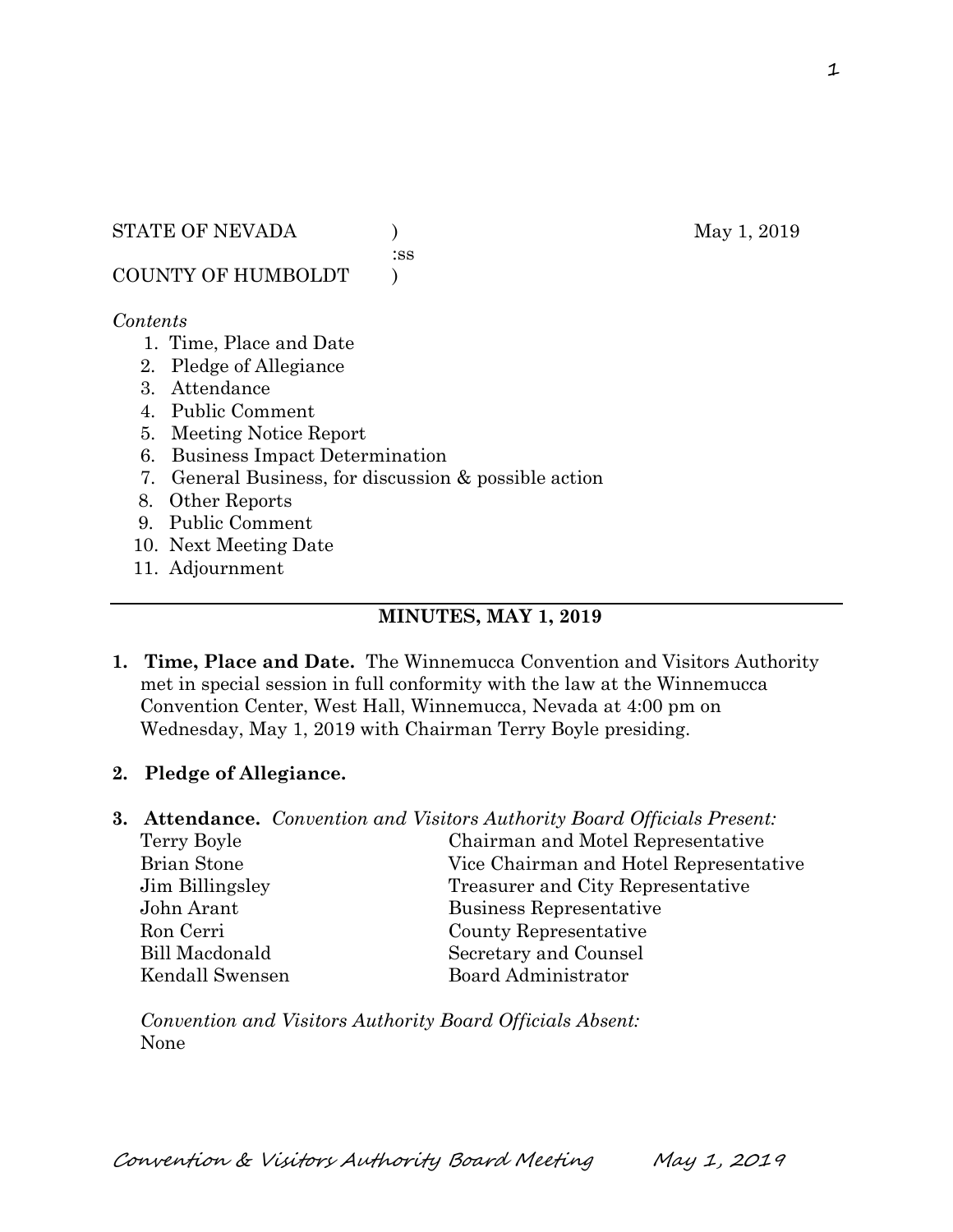STATE OF NEVADA )  May 1, 2019
:ss
COUNTY OF HUMBOLDT )

*Contents*

1. Time, Place and Date
2. Pledge of Allegiance
3. Attendance
4. Public Comment
5. Meeting Notice Report
6. Business Impact Determination
7. General Business, for discussion & possible action
8. Other Reports
9. Public Comment
10. Next Meeting Date
11. Adjournment

---

## MINUTES, MAY 1, 2019

**1. Time, Place and Date.** The Winnemucca Convention and Visitors Authority met in special session in full conformity with the law at the Winnemucca Convention Center, West Hall, Winnemucca, Nevada at 4:00 pm on Wednesday, May 1, 2019 with Chairman Terry Boyle presiding.

**2. Pledge of Allegiance.**

**3. Attendance.** *Convention and Visitors Authority Board Officials Present:*

| | |
|---|---|
| Terry Boyle | Chairman and Motel Representative |
| Brian Stone | Vice Chairman and Hotel Representative |
| Jim Billingsley | Treasurer and City Representative |
| John Arant | Business Representative |
| Ron Cerri | County Representative |
| Bill Macdonald | Secretary and Counsel |
| Kendall Swensen | Board Administrator |

*Convention and Visitors Authority Board Officials Absent:*
None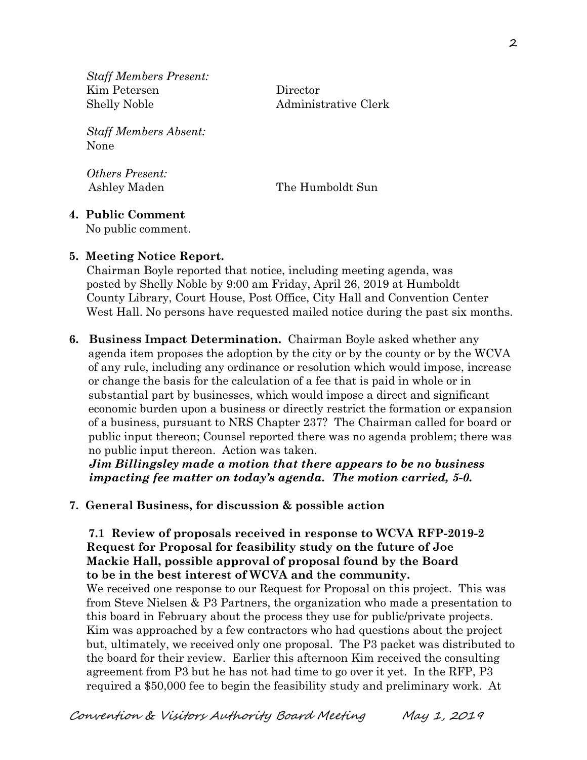*Staff Members Present:*

| | |
|---|---|
| Kim Petersen | Director |
| Shelly Noble | Administrative Clerk |

*Staff Members Absent:*
None

*Others Present:*

| | |
|---|---|
| Ashley Maden | The Humboldt Sun |

**4. Public Comment**
No public comment.

**5. Meeting Notice Report.**
Chairman Boyle reported that notice, including meeting agenda, was posted by Shelly Noble by 9:00 am Friday, April 26, 2019 at Humboldt County Library, Court House, Post Office, City Hall and Convention Center West Hall. No persons have requested mailed notice during the past six months.

**6. Business Impact Determination.** Chairman Boyle asked whether any agenda item proposes the adoption by the city or by the county or by the WCVA of any rule, including any ordinance or resolution which would impose, increase or change the basis for the calculation of a fee that is paid in whole or in substantial part by businesses, which would impose a direct and significant economic burden upon a business or directly restrict the formation or expansion of a business, pursuant to NRS Chapter 237? The Chairman called for board or public input thereon; Counsel reported there was no agenda problem; there was no public input thereon. Action was taken.
***Jim Billingsley made a motion that there appears to be no business impacting fee matter on today's agenda. The motion carried, 5-0.***

**7. General Business, for discussion & possible action**

**7.1 Review of proposals received in response to WCVA RFP-2019-2 Request for Proposal for feasibility study on the future of Joe Mackie Hall, possible approval of proposal found by the Board to be in the best interest of WCVA and the community.**
We received one response to our Request for Proposal on this project. This was from Steve Nielsen & P3 Partners, the organization who made a presentation to this board in February about the process they use for public/private projects. Kim was approached by a few contractors who had questions about the project but, ultimately, we received only one proposal. The P3 packet was distributed to the board for their review. Earlier this afternoon Kim received the consulting agreement from P3 but he has not had time to go over it yet. In the RFP, P3 required a $50,000 fee to begin the feasibility study and preliminary work. At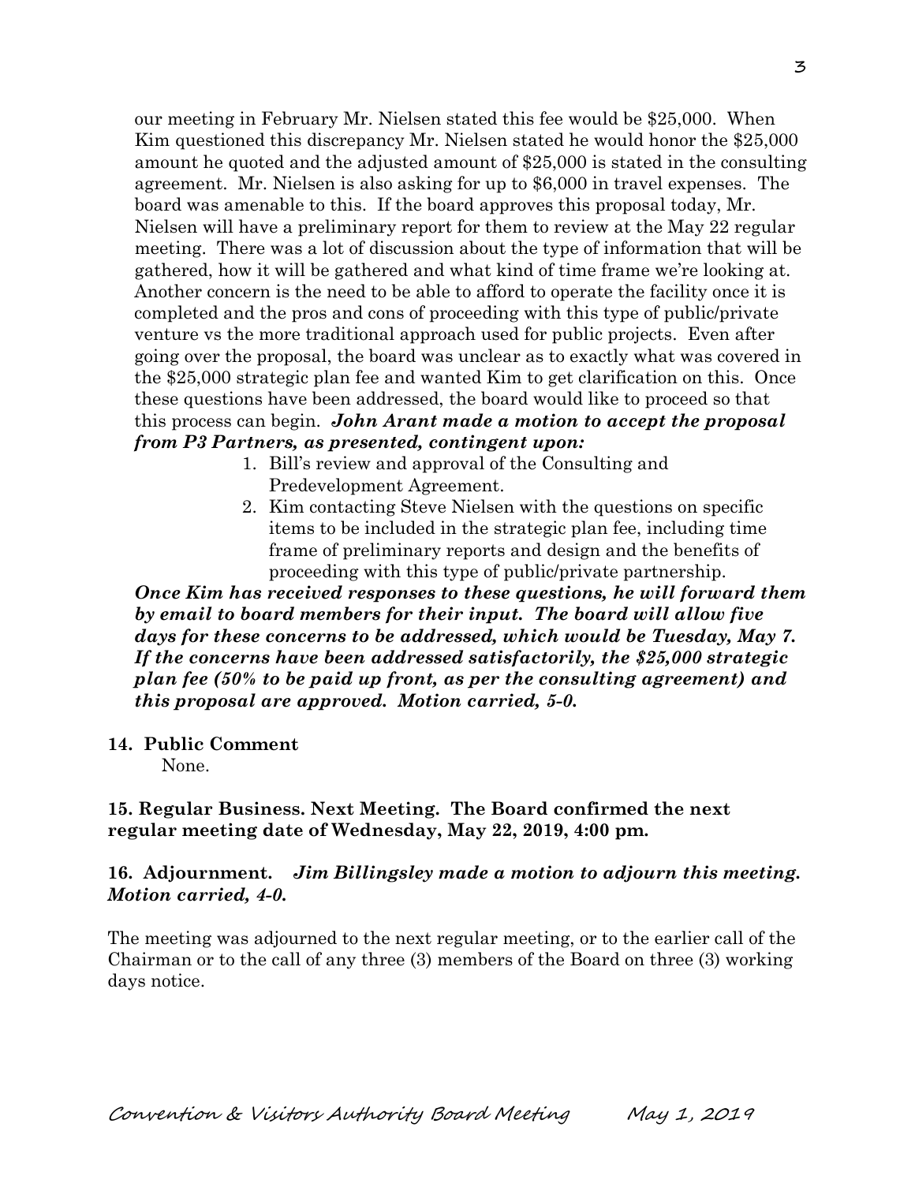our meeting in February Mr. Nielsen stated this fee would be $25,000. When Kim questioned this discrepancy Mr. Nielsen stated he would honor the $25,000 amount he quoted and the adjusted amount of $25,000 is stated in the consulting agreement. Mr. Nielsen is also asking for up to $6,000 in travel expenses. The board was amenable to this. If the board approves this proposal today, Mr. Nielsen will have a preliminary report for them to review at the May 22 regular meeting. There was a lot of discussion about the type of information that will be gathered, how it will be gathered and what kind of time frame we're looking at. Another concern is the need to be able to afford to operate the facility once it is completed and the pros and cons of proceeding with this type of public/private venture vs the more traditional approach used for public projects. Even after going over the proposal, the board was unclear as to exactly what was covered in the $25,000 strategic plan fee and wanted Kim to get clarification on this. Once these questions have been addressed, the board would like to proceed so that this process can begin. ***John Arant made a motion to accept the proposal from P3 Partners, as presented, contingent upon:***

1. Bill's review and approval of the Consulting and Predevelopment Agreement.
2. Kim contacting Steve Nielsen with the questions on specific items to be included in the strategic plan fee, including time frame of preliminary reports and design and the benefits of proceeding with this type of public/private partnership.

***Once Kim has received responses to these questions, he will forward them by email to board members for their input. The board will allow five days for these concerns to be addressed, which would be Tuesday, May 7. If the concerns have been addressed satisfactorily, the $25,000 strategic plan fee (50% to be paid up front, as per the consulting agreement) and this proposal are approved. Motion carried, 5-0.***

**14. Public Comment**

None.

**15. Regular Business. Next Meeting. The Board confirmed the next regular meeting date of Wednesday, May 22, 2019, 4:00 pm.**

**16. Adjournment.** ***Jim Billingsley made a motion to adjourn this meeting. Motion carried, 4-0.***

The meeting was adjourned to the next regular meeting, or to the earlier call of the Chairman or to the call of any three (3) members of the Board on three (3) working days notice.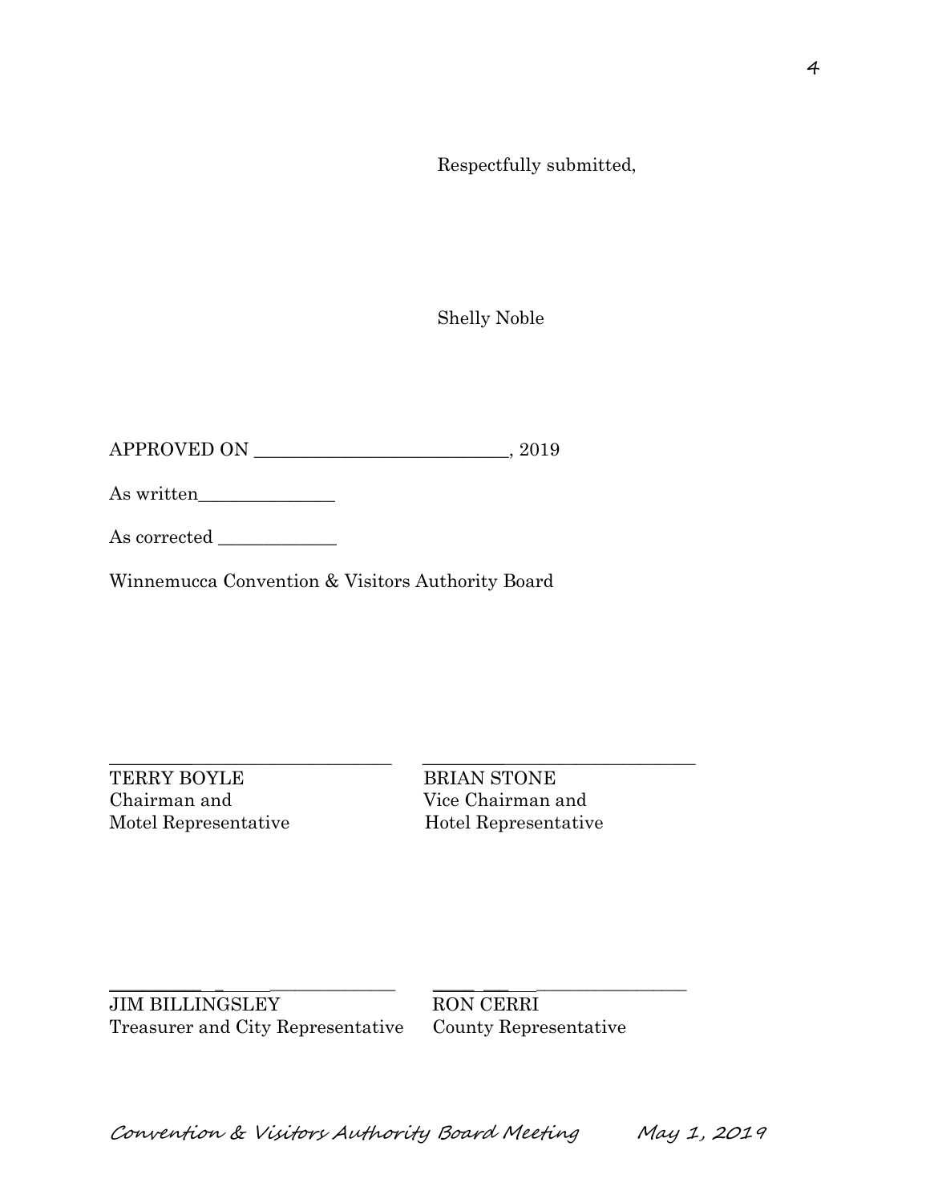Respectfully submitted,

Shelly Noble

APPROVED ON ___________________________, 2019

As written_______________

As corrected _____________

Winnemucca Convention & Visitors Authority Board

_______________________________ _______________________________

TERRY BOYLE
Chairman and
Motel Representative

BRIAN STONE
Vice Chairman and
Hotel Representative

_______________________________ _______________________________

JIM BILLINGSLEY
Treasurer and City Representative

RON CERRI
County Representative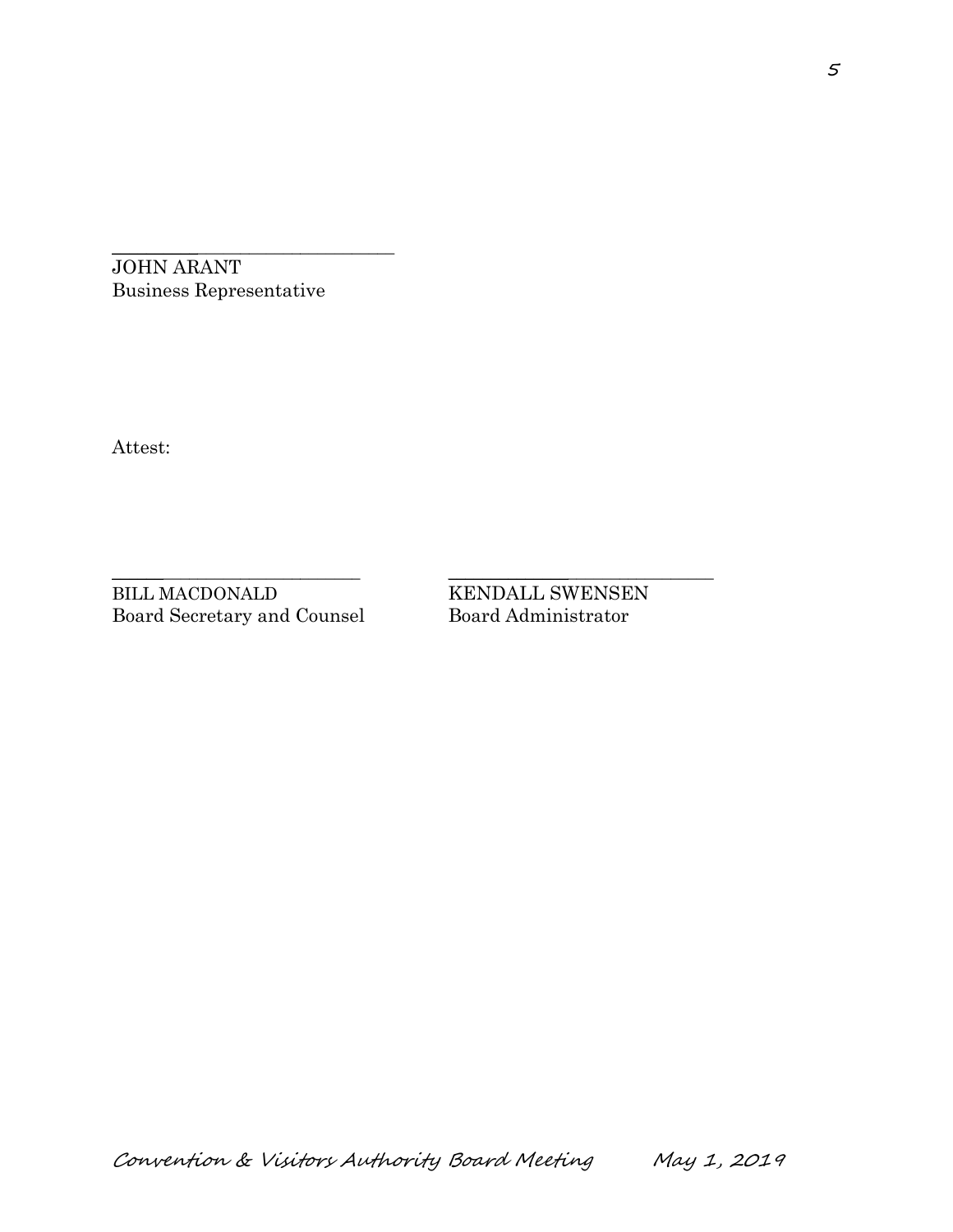\_\_\_\_\_\_\_\_\_\_\_\_\_\_\_\_\_\_\_\_\_\_\_\_\_\_\_\_\_\_

JOHN ARANT
Business Representative

Attest:

| | |
|---|---|
| \_\_\_\_\_\_\_\_\_\_\_\_\_\_\_\_\_\_\_\_\_\_\_\_\_\_ | \_\_\_\_\_\_\_\_\_\_\_\_\_\_\_\_\_\_\_\_\_\_\_\_\_\_\_\_ |
| BILL MACDONALD | KENDALL SWENSEN |
| Board Secretary and Counsel | Board Administrator |